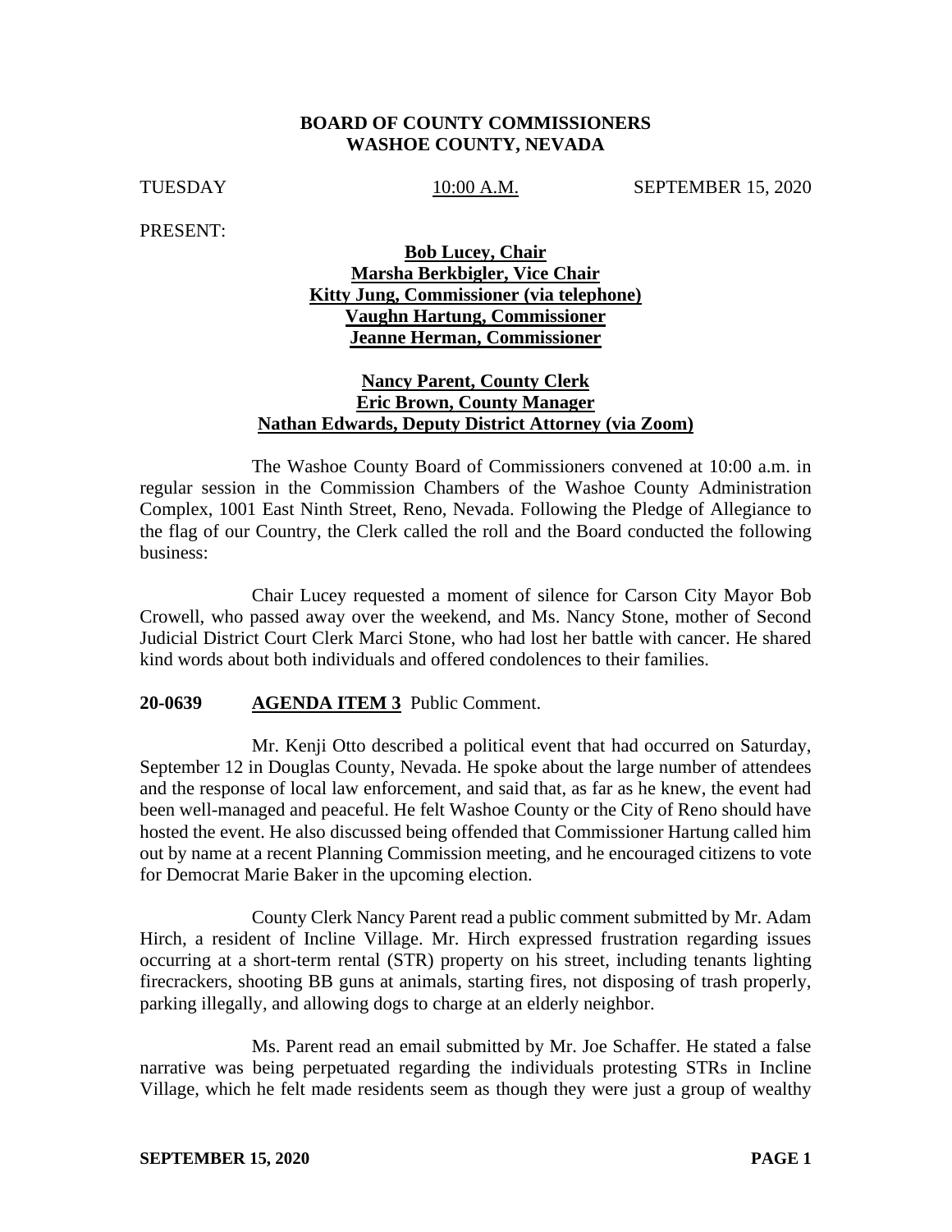**BOARD OF COUNTY COMMISSIONERS**
**WASHOE COUNTY, NEVADA**

TUESDAY 10:00 A.M. SEPTEMBER 15, 2020

PRESENT:

**Bob Lucey, Chair**
**Marsha Berkbigler, Vice Chair**
**Kitty Jung, Commissioner (via telephone)**
**Vaughn Hartung, Commissioner**
**Jeanne Herman, Commissioner**

**Nancy Parent, County Clerk**
**Eric Brown, County Manager**
**Nathan Edwards, Deputy District Attorney (via Zoom)**

The Washoe County Board of Commissioners convened at 10:00 a.m. in regular session in the Commission Chambers of the Washoe County Administration Complex, 1001 East Ninth Street, Reno, Nevada. Following the Pledge of Allegiance to the flag of our Country, the Clerk called the roll and the Board conducted the following business:

Chair Lucey requested a moment of silence for Carson City Mayor Bob Crowell, who passed away over the weekend, and Ms. Nancy Stone, mother of Second Judicial District Court Clerk Marci Stone, who had lost her battle with cancer. He shared kind words about both individuals and offered condolences to their families.

**20-0639 AGENDA ITEM 3** Public Comment.

Mr. Kenji Otto described a political event that had occurred on Saturday, September 12 in Douglas County, Nevada. He spoke about the large number of attendees and the response of local law enforcement, and said that, as far as he knew, the event had been well-managed and peaceful. He felt Washoe County or the City of Reno should have hosted the event. He also discussed being offended that Commissioner Hartung called him out by name at a recent Planning Commission meeting, and he encouraged citizens to vote for Democrat Marie Baker in the upcoming election.

County Clerk Nancy Parent read a public comment submitted by Mr. Adam Hirch, a resident of Incline Village. Mr. Hirch expressed frustration regarding issues occurring at a short-term rental (STR) property on his street, including tenants lighting firecrackers, shooting BB guns at animals, starting fires, not disposing of trash properly, parking illegally, and allowing dogs to charge at an elderly neighbor.

Ms. Parent read an email submitted by Mr. Joe Schaffer. He stated a false narrative was being perpetuated regarding the individuals protesting STRs in Incline Village, which he felt made residents seem as though they were just a group of wealthy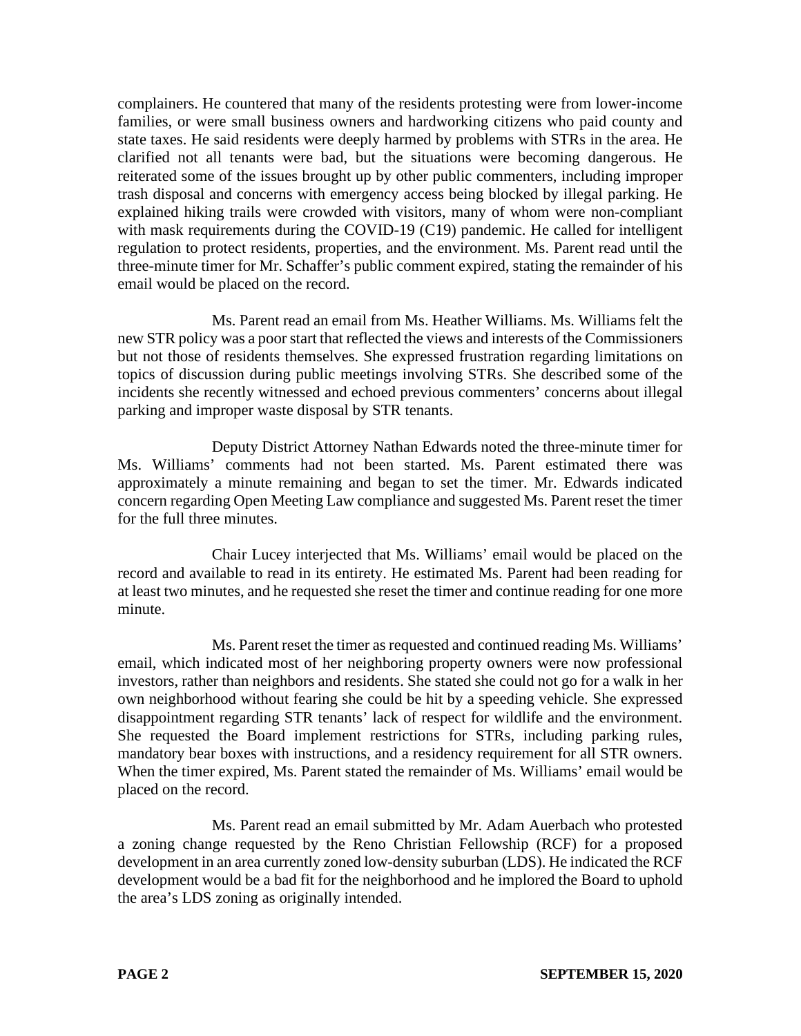complainers. He countered that many of the residents protesting were from lower-income families, or were small business owners and hardworking citizens who paid county and state taxes. He said residents were deeply harmed by problems with STRs in the area. He clarified not all tenants were bad, but the situations were becoming dangerous. He reiterated some of the issues brought up by other public commenters, including improper trash disposal and concerns with emergency access being blocked by illegal parking. He explained hiking trails were crowded with visitors, many of whom were non-compliant with mask requirements during the COVID-19 (C19) pandemic. He called for intelligent regulation to protect residents, properties, and the environment. Ms. Parent read until the three-minute timer for Mr. Schaffer's public comment expired, stating the remainder of his email would be placed on the record.

Ms. Parent read an email from Ms. Heather Williams. Ms. Williams felt the new STR policy was a poor start that reflected the views and interests of the Commissioners but not those of residents themselves. She expressed frustration regarding limitations on topics of discussion during public meetings involving STRs. She described some of the incidents she recently witnessed and echoed previous commenters' concerns about illegal parking and improper waste disposal by STR tenants.

Deputy District Attorney Nathan Edwards noted the three-minute timer for Ms. Williams' comments had not been started. Ms. Parent estimated there was approximately a minute remaining and began to set the timer. Mr. Edwards indicated concern regarding Open Meeting Law compliance and suggested Ms. Parent reset the timer for the full three minutes.

Chair Lucey interjected that Ms. Williams' email would be placed on the record and available to read in its entirety. He estimated Ms. Parent had been reading for at least two minutes, and he requested she reset the timer and continue reading for one more minute.

Ms. Parent reset the timer as requested and continued reading Ms. Williams' email, which indicated most of her neighboring property owners were now professional investors, rather than neighbors and residents. She stated she could not go for a walk in her own neighborhood without fearing she could be hit by a speeding vehicle. She expressed disappointment regarding STR tenants' lack of respect for wildlife and the environment. She requested the Board implement restrictions for STRs, including parking rules, mandatory bear boxes with instructions, and a residency requirement for all STR owners. When the timer expired, Ms. Parent stated the remainder of Ms. Williams' email would be placed on the record.

Ms. Parent read an email submitted by Mr. Adam Auerbach who protested a zoning change requested by the Reno Christian Fellowship (RCF) for a proposed development in an area currently zoned low-density suburban (LDS). He indicated the RCF development would be a bad fit for the neighborhood and he implored the Board to uphold the area's LDS zoning as originally intended.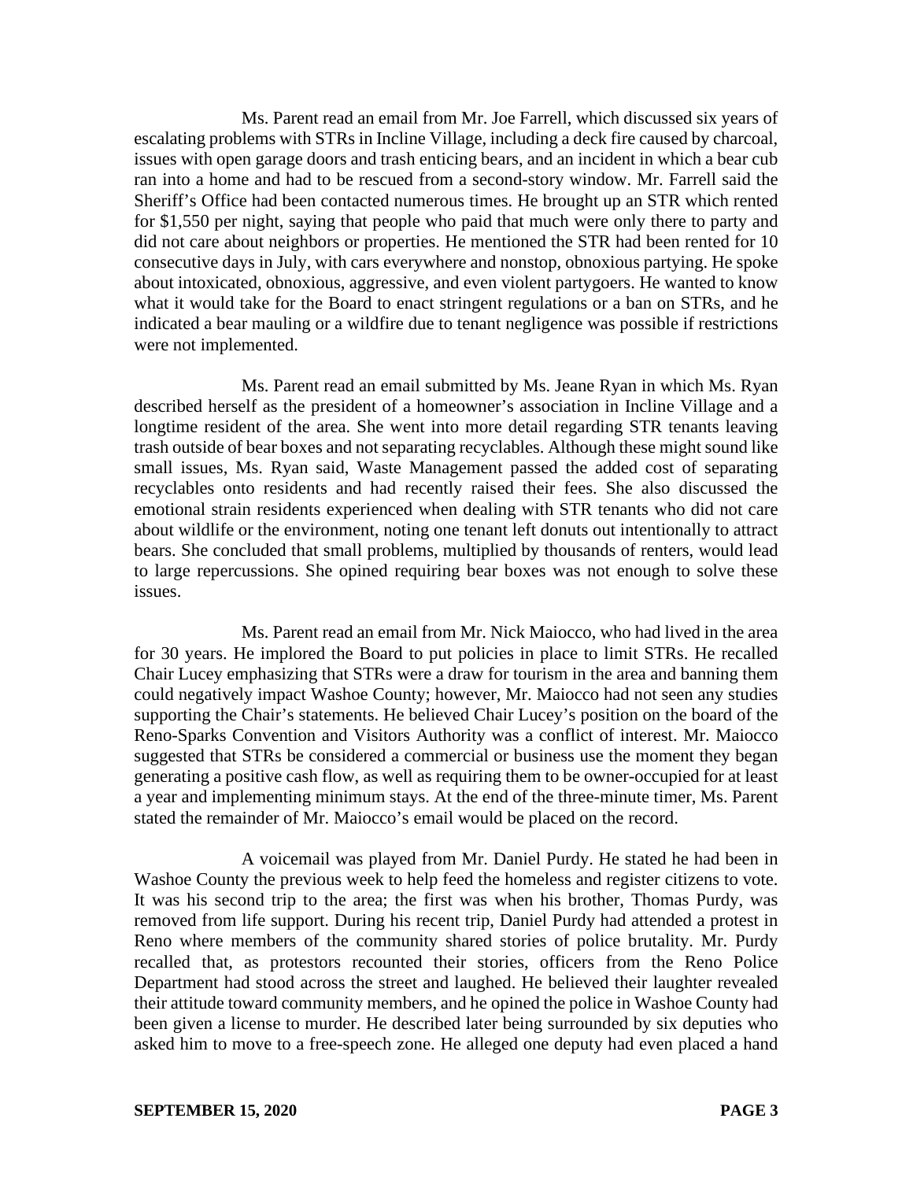Ms. Parent read an email from Mr. Joe Farrell, which discussed six years of escalating problems with STRs in Incline Village, including a deck fire caused by charcoal, issues with open garage doors and trash enticing bears, and an incident in which a bear cub ran into a home and had to be rescued from a second-story window. Mr. Farrell said the Sheriff's Office had been contacted numerous times. He brought up an STR which rented for $1,550 per night, saying that people who paid that much were only there to party and did not care about neighbors or properties. He mentioned the STR had been rented for 10 consecutive days in July, with cars everywhere and nonstop, obnoxious partying. He spoke about intoxicated, obnoxious, aggressive, and even violent partygoers. He wanted to know what it would take for the Board to enact stringent regulations or a ban on STRs, and he indicated a bear mauling or a wildfire due to tenant negligence was possible if restrictions were not implemented.

Ms. Parent read an email submitted by Ms. Jeane Ryan in which Ms. Ryan described herself as the president of a homeowner's association in Incline Village and a longtime resident of the area. She went into more detail regarding STR tenants leaving trash outside of bear boxes and not separating recyclables. Although these might sound like small issues, Ms. Ryan said, Waste Management passed the added cost of separating recyclables onto residents and had recently raised their fees. She also discussed the emotional strain residents experienced when dealing with STR tenants who did not care about wildlife or the environment, noting one tenant left donuts out intentionally to attract bears. She concluded that small problems, multiplied by thousands of renters, would lead to large repercussions. She opined requiring bear boxes was not enough to solve these issues.

Ms. Parent read an email from Mr. Nick Maiocco, who had lived in the area for 30 years. He implored the Board to put policies in place to limit STRs. He recalled Chair Lucey emphasizing that STRs were a draw for tourism in the area and banning them could negatively impact Washoe County; however, Mr. Maiocco had not seen any studies supporting the Chair's statements. He believed Chair Lucey's position on the board of the Reno-Sparks Convention and Visitors Authority was a conflict of interest. Mr. Maiocco suggested that STRs be considered a commercial or business use the moment they began generating a positive cash flow, as well as requiring them to be owner-occupied for at least a year and implementing minimum stays. At the end of the three-minute timer, Ms. Parent stated the remainder of Mr. Maiocco's email would be placed on the record.

A voicemail was played from Mr. Daniel Purdy. He stated he had been in Washoe County the previous week to help feed the homeless and register citizens to vote. It was his second trip to the area; the first was when his brother, Thomas Purdy, was removed from life support. During his recent trip, Daniel Purdy had attended a protest in Reno where members of the community shared stories of police brutality. Mr. Purdy recalled that, as protestors recounted their stories, officers from the Reno Police Department had stood across the street and laughed. He believed their laughter revealed their attitude toward community members, and he opined the police in Washoe County had been given a license to murder. He described later being surrounded by six deputies who asked him to move to a free-speech zone. He alleged one deputy had even placed a hand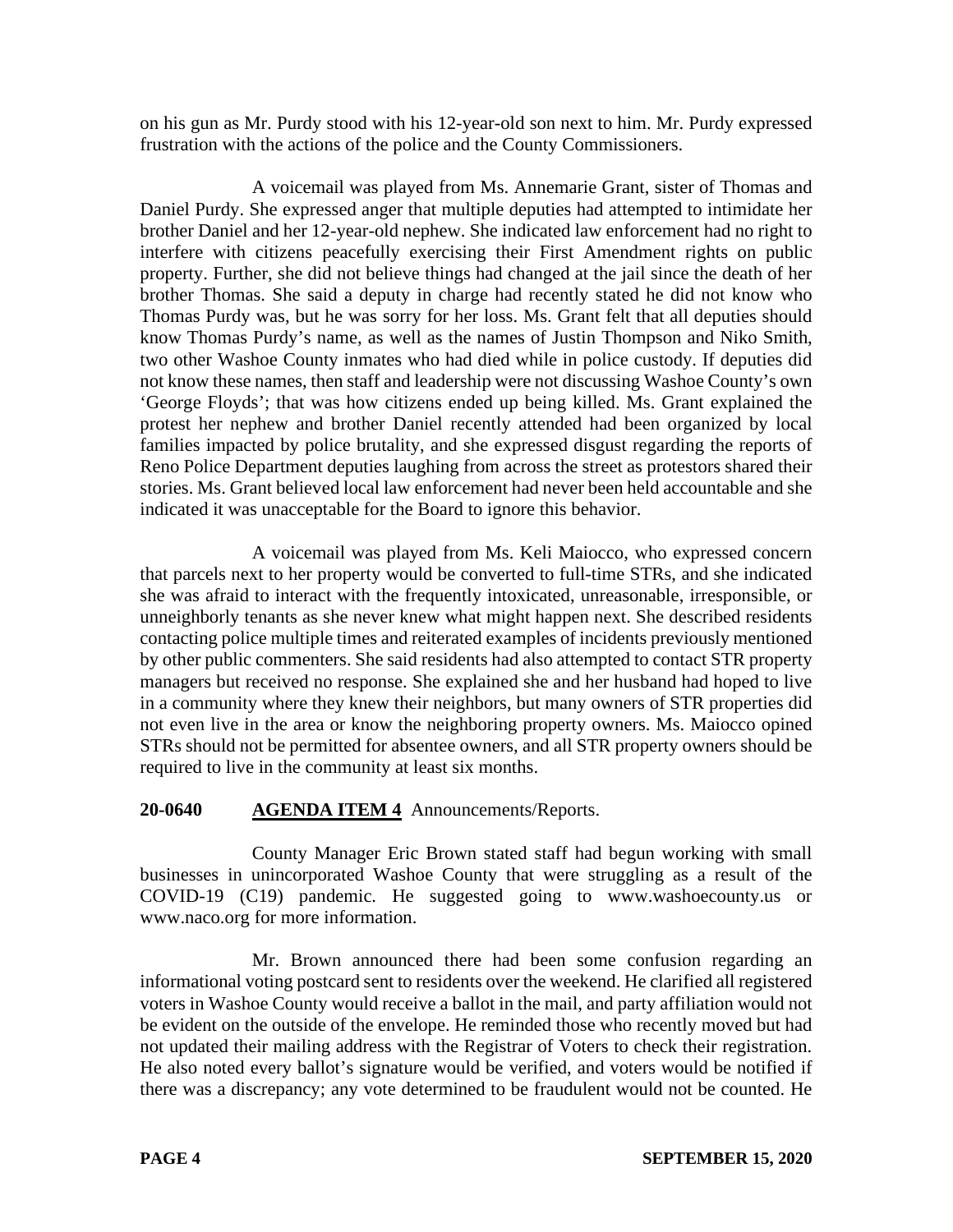on his gun as Mr. Purdy stood with his 12-year-old son next to him. Mr. Purdy expressed frustration with the actions of the police and the County Commissioners.

A voicemail was played from Ms. Annemarie Grant, sister of Thomas and Daniel Purdy. She expressed anger that multiple deputies had attempted to intimidate her brother Daniel and her 12-year-old nephew. She indicated law enforcement had no right to interfere with citizens peacefully exercising their First Amendment rights on public property. Further, she did not believe things had changed at the jail since the death of her brother Thomas. She said a deputy in charge had recently stated he did not know who Thomas Purdy was, but he was sorry for her loss. Ms. Grant felt that all deputies should know Thomas Purdy's name, as well as the names of Justin Thompson and Niko Smith, two other Washoe County inmates who had died while in police custody. If deputies did not know these names, then staff and leadership were not discussing Washoe County's own 'George Floyds'; that was how citizens ended up being killed. Ms. Grant explained the protest her nephew and brother Daniel recently attended had been organized by local families impacted by police brutality, and she expressed disgust regarding the reports of Reno Police Department deputies laughing from across the street as protestors shared their stories. Ms. Grant believed local law enforcement had never been held accountable and she indicated it was unacceptable for the Board to ignore this behavior.

A voicemail was played from Ms. Keli Maiocco, who expressed concern that parcels next to her property would be converted to full-time STRs, and she indicated she was afraid to interact with the frequently intoxicated, unreasonable, irresponsible, or unneighborly tenants as she never knew what might happen next. She described residents contacting police multiple times and reiterated examples of incidents previously mentioned by other public commenters. She said residents had also attempted to contact STR property managers but received no response. She explained she and her husband had hoped to live in a community where they knew their neighbors, but many owners of STR properties did not even live in the area or know the neighboring property owners. Ms. Maiocco opined STRs should not be permitted for absentee owners, and all STR property owners should be required to live in the community at least six months.

**20-0640 AGENDA ITEM 4** Announcements/Reports.

County Manager Eric Brown stated staff had begun working with small businesses in unincorporated Washoe County that were struggling as a result of the COVID-19 (C19) pandemic. He suggested going to www.washoecounty.us or www.naco.org for more information.

Mr. Brown announced there had been some confusion regarding an informational voting postcard sent to residents over the weekend. He clarified all registered voters in Washoe County would receive a ballot in the mail, and party affiliation would not be evident on the outside of the envelope. He reminded those who recently moved but had not updated their mailing address with the Registrar of Voters to check their registration. He also noted every ballot's signature would be verified, and voters would be notified if there was a discrepancy; any vote determined to be fraudulent would not be counted. He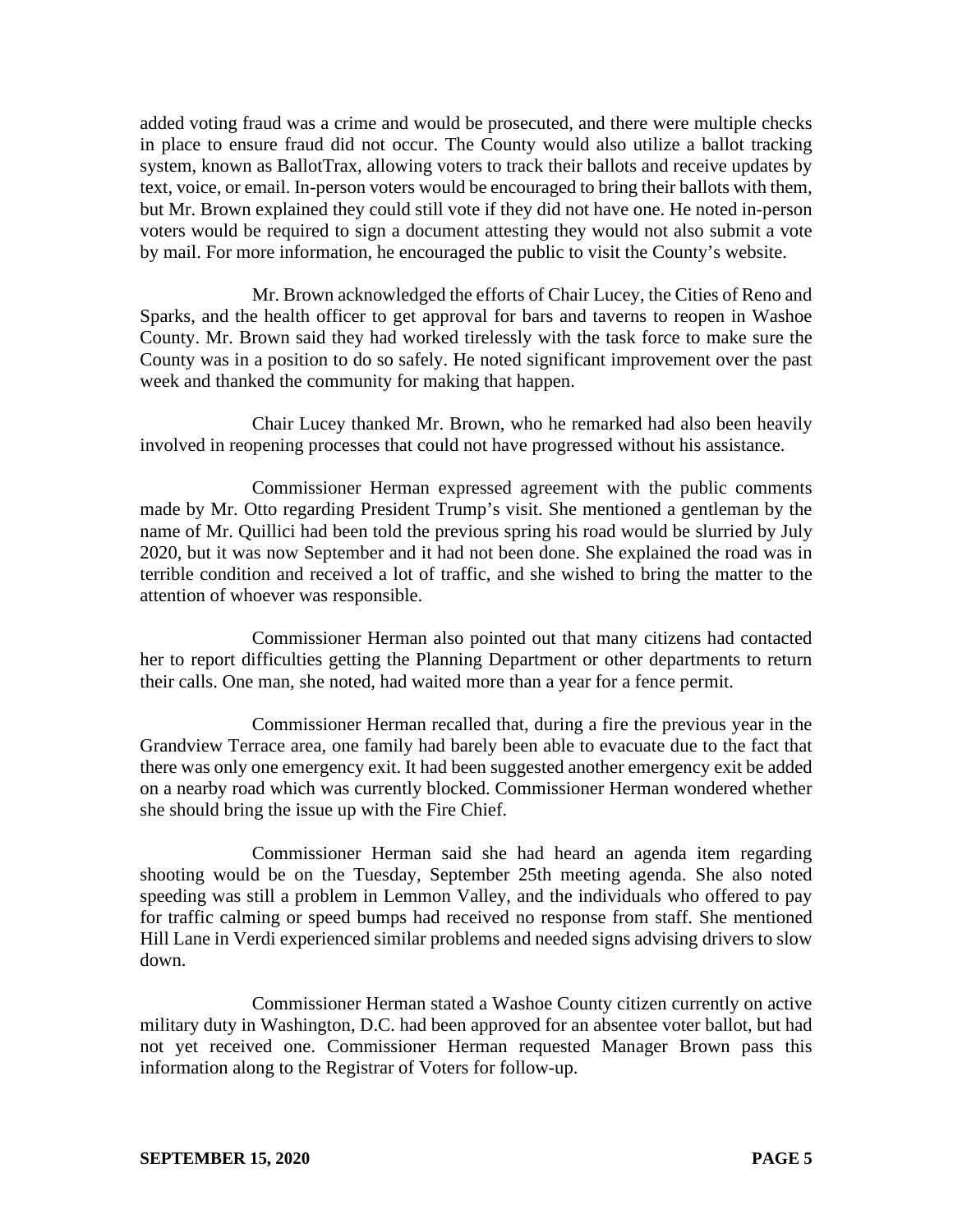added voting fraud was a crime and would be prosecuted, and there were multiple checks in place to ensure fraud did not occur. The County would also utilize a ballot tracking system, known as BallotTrax, allowing voters to track their ballots and receive updates by text, voice, or email. In-person voters would be encouraged to bring their ballots with them, but Mr. Brown explained they could still vote if they did not have one. He noted in-person voters would be required to sign a document attesting they would not also submit a vote by mail. For more information, he encouraged the public to visit the County's website.

Mr. Brown acknowledged the efforts of Chair Lucey, the Cities of Reno and Sparks, and the health officer to get approval for bars and taverns to reopen in Washoe County. Mr. Brown said they had worked tirelessly with the task force to make sure the County was in a position to do so safely. He noted significant improvement over the past week and thanked the community for making that happen.

Chair Lucey thanked Mr. Brown, who he remarked had also been heavily involved in reopening processes that could not have progressed without his assistance.

Commissioner Herman expressed agreement with the public comments made by Mr. Otto regarding President Trump's visit. She mentioned a gentleman by the name of Mr. Quillici had been told the previous spring his road would be slurried by July 2020, but it was now September and it had not been done. She explained the road was in terrible condition and received a lot of traffic, and she wished to bring the matter to the attention of whoever was responsible.

Commissioner Herman also pointed out that many citizens had contacted her to report difficulties getting the Planning Department or other departments to return their calls. One man, she noted, had waited more than a year for a fence permit.

Commissioner Herman recalled that, during a fire the previous year in the Grandview Terrace area, one family had barely been able to evacuate due to the fact that there was only one emergency exit. It had been suggested another emergency exit be added on a nearby road which was currently blocked. Commissioner Herman wondered whether she should bring the issue up with the Fire Chief.

Commissioner Herman said she had heard an agenda item regarding shooting would be on the Tuesday, September 25th meeting agenda. She also noted speeding was still a problem in Lemmon Valley, and the individuals who offered to pay for traffic calming or speed bumps had received no response from staff. She mentioned Hill Lane in Verdi experienced similar problems and needed signs advising drivers to slow down.

Commissioner Herman stated a Washoe County citizen currently on active military duty in Washington, D.C. had been approved for an absentee voter ballot, but had not yet received one. Commissioner Herman requested Manager Brown pass this information along to the Registrar of Voters for follow-up.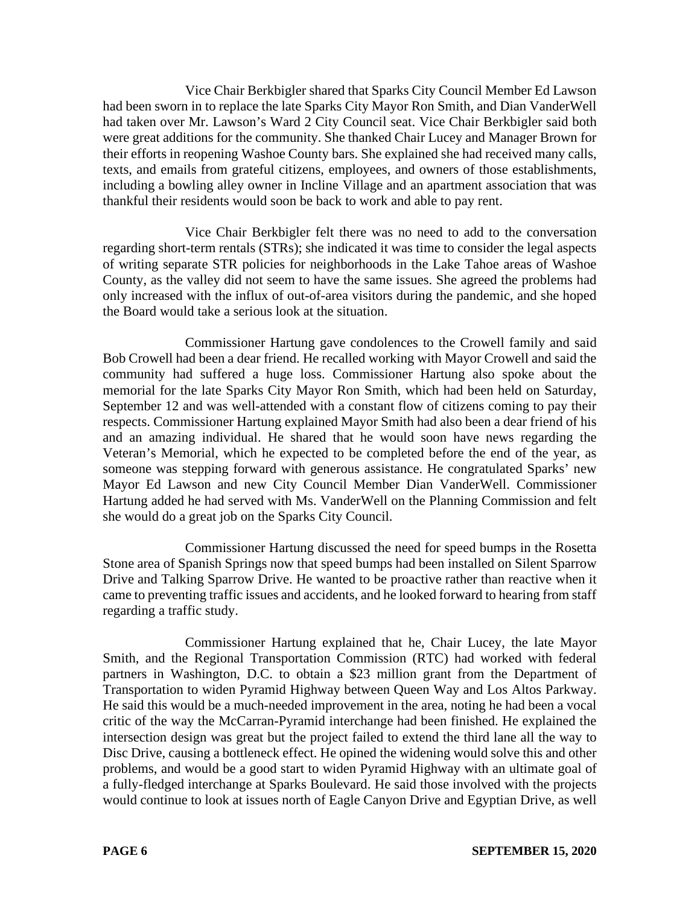Vice Chair Berkbigler shared that Sparks City Council Member Ed Lawson had been sworn in to replace the late Sparks City Mayor Ron Smith, and Dian VanderWell had taken over Mr. Lawson's Ward 2 City Council seat. Vice Chair Berkbigler said both were great additions for the community. She thanked Chair Lucey and Manager Brown for their efforts in reopening Washoe County bars. She explained she had received many calls, texts, and emails from grateful citizens, employees, and owners of those establishments, including a bowling alley owner in Incline Village and an apartment association that was thankful their residents would soon be back to work and able to pay rent.

Vice Chair Berkbigler felt there was no need to add to the conversation regarding short-term rentals (STRs); she indicated it was time to consider the legal aspects of writing separate STR policies for neighborhoods in the Lake Tahoe areas of Washoe County, as the valley did not seem to have the same issues. She agreed the problems had only increased with the influx of out-of-area visitors during the pandemic, and she hoped the Board would take a serious look at the situation.

Commissioner Hartung gave condolences to the Crowell family and said Bob Crowell had been a dear friend. He recalled working with Mayor Crowell and said the community had suffered a huge loss. Commissioner Hartung also spoke about the memorial for the late Sparks City Mayor Ron Smith, which had been held on Saturday, September 12 and was well-attended with a constant flow of citizens coming to pay their respects. Commissioner Hartung explained Mayor Smith had also been a dear friend of his and an amazing individual. He shared that he would soon have news regarding the Veteran's Memorial, which he expected to be completed before the end of the year, as someone was stepping forward with generous assistance. He congratulated Sparks' new Mayor Ed Lawson and new City Council Member Dian VanderWell. Commissioner Hartung added he had served with Ms. VanderWell on the Planning Commission and felt she would do a great job on the Sparks City Council.

Commissioner Hartung discussed the need for speed bumps in the Rosetta Stone area of Spanish Springs now that speed bumps had been installed on Silent Sparrow Drive and Talking Sparrow Drive. He wanted to be proactive rather than reactive when it came to preventing traffic issues and accidents, and he looked forward to hearing from staff regarding a traffic study.

Commissioner Hartung explained that he, Chair Lucey, the late Mayor Smith, and the Regional Transportation Commission (RTC) had worked with federal partners in Washington, D.C. to obtain a $23 million grant from the Department of Transportation to widen Pyramid Highway between Queen Way and Los Altos Parkway. He said this would be a much-needed improvement in the area, noting he had been a vocal critic of the way the McCarran-Pyramid interchange had been finished. He explained the intersection design was great but the project failed to extend the third lane all the way to Disc Drive, causing a bottleneck effect. He opined the widening would solve this and other problems, and would be a good start to widen Pyramid Highway with an ultimate goal of a fully-fledged interchange at Sparks Boulevard. He said those involved with the projects would continue to look at issues north of Eagle Canyon Drive and Egyptian Drive, as well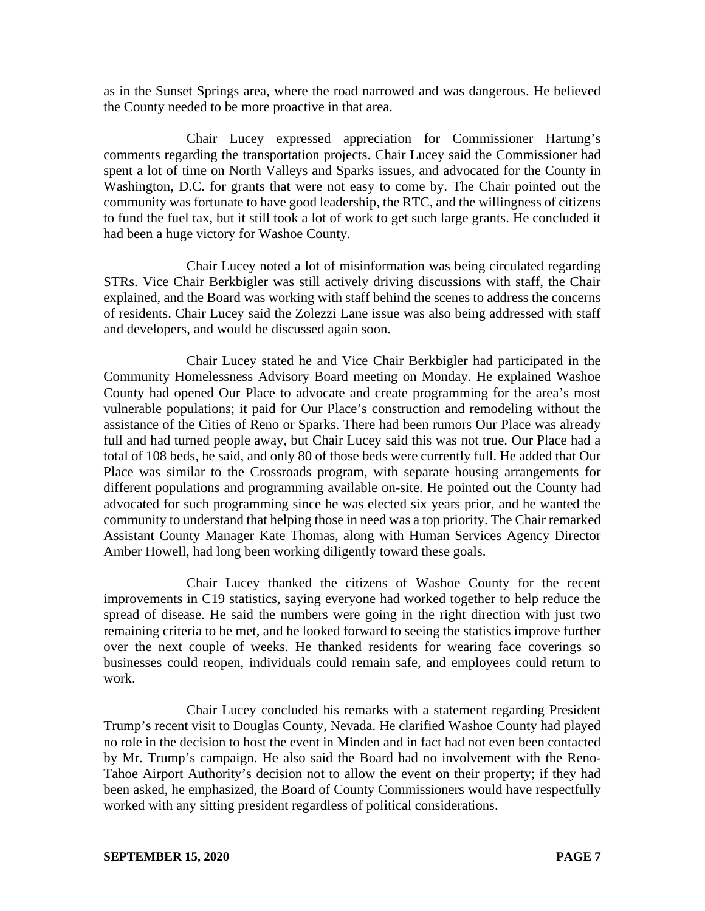as in the Sunset Springs area, where the road narrowed and was dangerous. He believed the County needed to be more proactive in that area.

Chair Lucey expressed appreciation for Commissioner Hartung's comments regarding the transportation projects. Chair Lucey said the Commissioner had spent a lot of time on North Valleys and Sparks issues, and advocated for the County in Washington, D.C. for grants that were not easy to come by. The Chair pointed out the community was fortunate to have good leadership, the RTC, and the willingness of citizens to fund the fuel tax, but it still took a lot of work to get such large grants. He concluded it had been a huge victory for Washoe County.

Chair Lucey noted a lot of misinformation was being circulated regarding STRs. Vice Chair Berkbigler was still actively driving discussions with staff, the Chair explained, and the Board was working with staff behind the scenes to address the concerns of residents. Chair Lucey said the Zolezzi Lane issue was also being addressed with staff and developers, and would be discussed again soon.

Chair Lucey stated he and Vice Chair Berkbigler had participated in the Community Homelessness Advisory Board meeting on Monday. He explained Washoe County had opened Our Place to advocate and create programming for the area's most vulnerable populations; it paid for Our Place's construction and remodeling without the assistance of the Cities of Reno or Sparks. There had been rumors Our Place was already full and had turned people away, but Chair Lucey said this was not true. Our Place had a total of 108 beds, he said, and only 80 of those beds were currently full. He added that Our Place was similar to the Crossroads program, with separate housing arrangements for different populations and programming available on-site. He pointed out the County had advocated for such programming since he was elected six years prior, and he wanted the community to understand that helping those in need was a top priority. The Chair remarked Assistant County Manager Kate Thomas, along with Human Services Agency Director Amber Howell, had long been working diligently toward these goals.

Chair Lucey thanked the citizens of Washoe County for the recent improvements in C19 statistics, saying everyone had worked together to help reduce the spread of disease. He said the numbers were going in the right direction with just two remaining criteria to be met, and he looked forward to seeing the statistics improve further over the next couple of weeks. He thanked residents for wearing face coverings so businesses could reopen, individuals could remain safe, and employees could return to work.

Chair Lucey concluded his remarks with a statement regarding President Trump's recent visit to Douglas County, Nevada. He clarified Washoe County had played no role in the decision to host the event in Minden and in fact had not even been contacted by Mr. Trump's campaign. He also said the Board had no involvement with the Reno-Tahoe Airport Authority's decision not to allow the event on their property; if they had been asked, he emphasized, the Board of County Commissioners would have respectfully worked with any sitting president regardless of political considerations.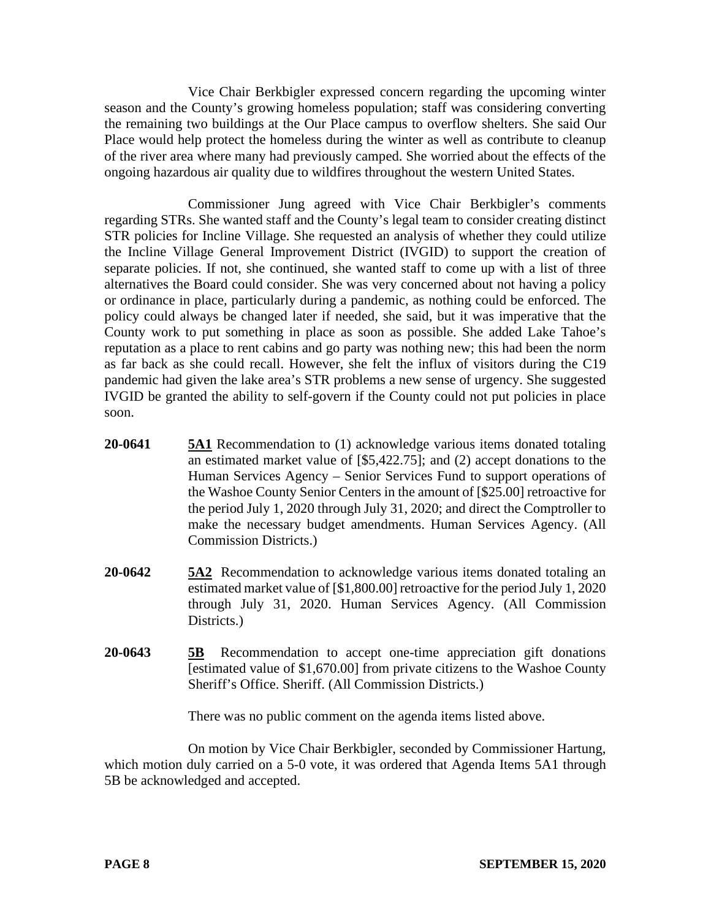Vice Chair Berkbigler expressed concern regarding the upcoming winter season and the County's growing homeless population; staff was considering converting the remaining two buildings at the Our Place campus to overflow shelters. She said Our Place would help protect the homeless during the winter as well as contribute to cleanup of the river area where many had previously camped. She worried about the effects of the ongoing hazardous air quality due to wildfires throughout the western United States.

Commissioner Jung agreed with Vice Chair Berkbigler's comments regarding STRs. She wanted staff and the County's legal team to consider creating distinct STR policies for Incline Village. She requested an analysis of whether they could utilize the Incline Village General Improvement District (IVGID) to support the creation of separate policies. If not, she continued, she wanted staff to come up with a list of three alternatives the Board could consider. She was very concerned about not having a policy or ordinance in place, particularly during a pandemic, as nothing could be enforced. The policy could always be changed later if needed, she said, but it was imperative that the County work to put something in place as soon as possible. She added Lake Tahoe's reputation as a place to rent cabins and go party was nothing new; this had been the norm as far back as she could recall. However, she felt the influx of visitors during the C19 pandemic had given the lake area's STR problems a new sense of urgency. She suggested IVGID be granted the ability to self-govern if the County could not put policies in place soon.

**20-0641** **5A1** Recommendation to (1) acknowledge various items donated totaling an estimated market value of [$5,422.75]; and (2) accept donations to the Human Services Agency – Senior Services Fund to support operations of the Washoe County Senior Centers in the amount of [$25.00] retroactive for the period July 1, 2020 through July 31, 2020; and direct the Comptroller to make the necessary budget amendments. Human Services Agency. (All Commission Districts.)

**20-0642** **5A2** Recommendation to acknowledge various items donated totaling an estimated market value of [$1,800.00] retroactive for the period July 1, 2020 through July 31, 2020. Human Services Agency. (All Commission Districts.)

**20-0643** **5B** Recommendation to accept one-time appreciation gift donations [estimated value of $1,670.00] from private citizens to the Washoe County Sheriff's Office. Sheriff. (All Commission Districts.)

There was no public comment on the agenda items listed above.

On motion by Vice Chair Berkbigler, seconded by Commissioner Hartung, which motion duly carried on a 5-0 vote, it was ordered that Agenda Items 5A1 through 5B be acknowledged and accepted.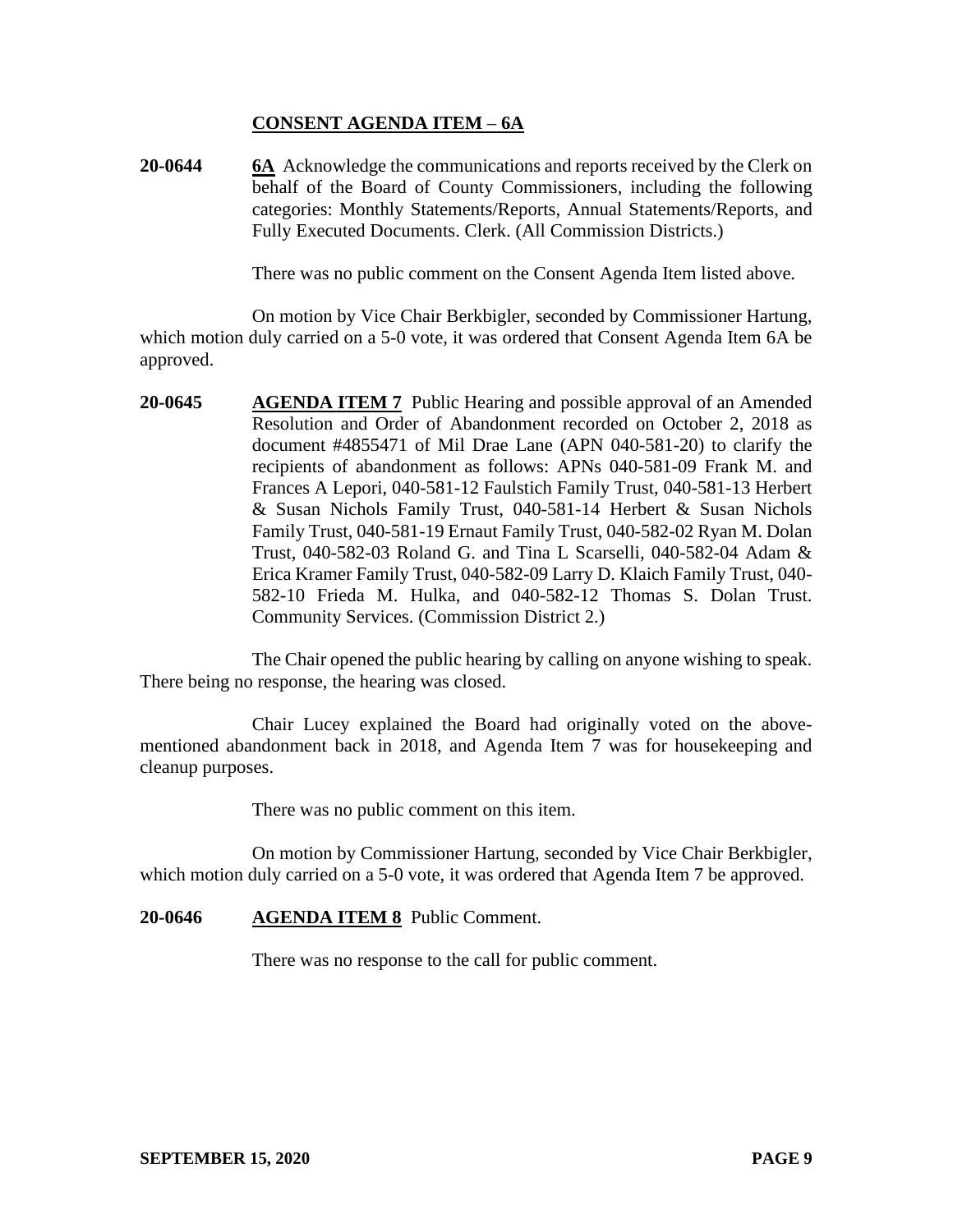## CONSENT AGENDA ITEM – 6A

**20-0644** **6A** Acknowledge the communications and reports received by the Clerk on behalf of the Board of County Commissioners, including the following categories: Monthly Statements/Reports, Annual Statements/Reports, and Fully Executed Documents. Clerk. (All Commission Districts.)

There was no public comment on the Consent Agenda Item listed above.

On motion by Vice Chair Berkbigler, seconded by Commissioner Hartung, which motion duly carried on a 5-0 vote, it was ordered that Consent Agenda Item 6A be approved.

**20-0645** **AGENDA ITEM 7** Public Hearing and possible approval of an Amended Resolution and Order of Abandonment recorded on October 2, 2018 as document #4855471 of Mil Drae Lane (APN 040-581-20) to clarify the recipients of abandonment as follows: APNs 040-581-09 Frank M. and Frances A Lepori, 040-581-12 Faulstich Family Trust, 040-581-13 Herbert & Susan Nichols Family Trust, 040-581-14 Herbert & Susan Nichols Family Trust, 040-581-19 Ernaut Family Trust, 040-582-02 Ryan M. Dolan Trust, 040-582-03 Roland G. and Tina L Scarselli, 040-582-04 Adam & Erica Kramer Family Trust, 040-582-09 Larry D. Klaich Family Trust, 040-582-10 Frieda M. Hulka, and 040-582-12 Thomas S. Dolan Trust. Community Services. (Commission District 2.)

The Chair opened the public hearing by calling on anyone wishing to speak. There being no response, the hearing was closed.

Chair Lucey explained the Board had originally voted on the above-mentioned abandonment back in 2018, and Agenda Item 7 was for housekeeping and cleanup purposes.

There was no public comment on this item.

On motion by Commissioner Hartung, seconded by Vice Chair Berkbigler, which motion duly carried on a 5-0 vote, it was ordered that Agenda Item 7 be approved.

**20-0646** **AGENDA ITEM 8** Public Comment.

There was no response to the call for public comment.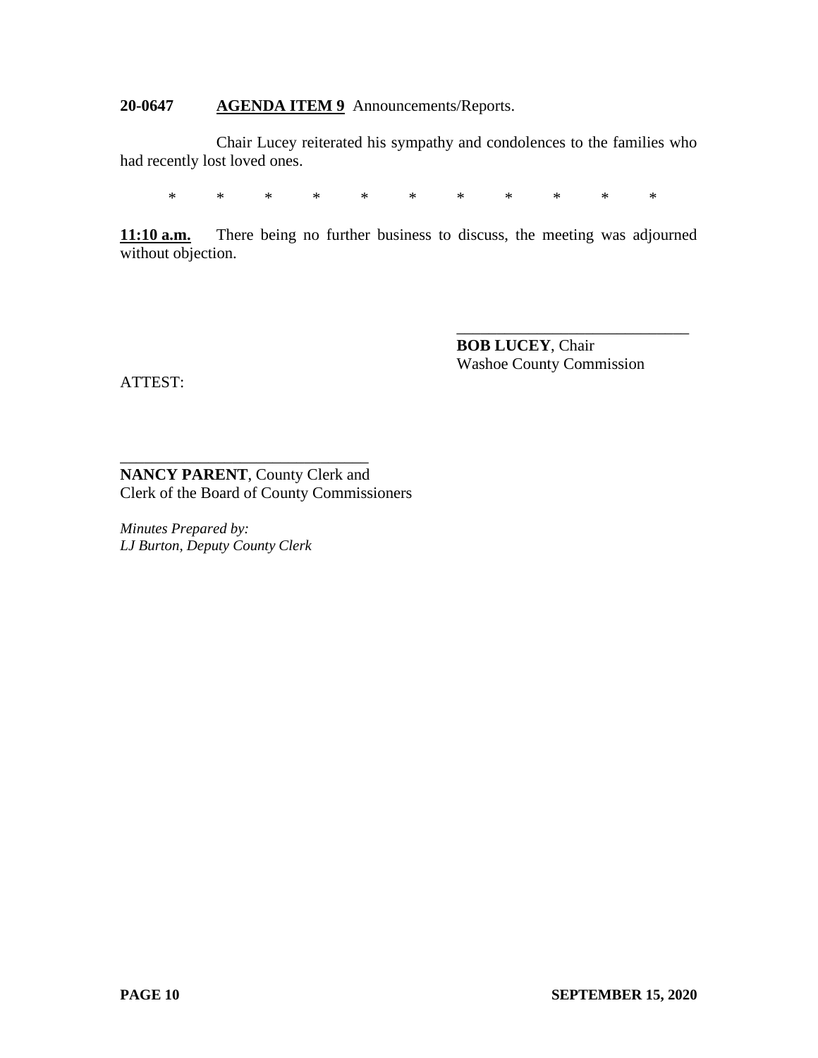**20-0647** **AGENDA ITEM 9** Announcements/Reports.

Chair Lucey reiterated his sympathy and condolences to the families who had recently lost loved ones.

\* \* \* \* \* \* \* \* \* \* \*

**11:10 a.m.** There being no further business to discuss, the meeting was adjourned without objection.

\_\_\_\_\_\_\_\_\_\_\_\_\_\_\_\_\_\_\_\_\_\_\_\_\_\_\_\_\_

**BOB LUCEY**, Chair
Washoe County Commission

ATTEST:

\_\_\_\_\_\_\_\_\_\_\_\_\_\_\_\_\_\_\_\_\_\_\_\_\_\_\_\_\_

**NANCY PARENT**, County Clerk and
Clerk of the Board of County Commissioners

*Minutes Prepared by:*
*LJ Burton, Deputy County Clerk*